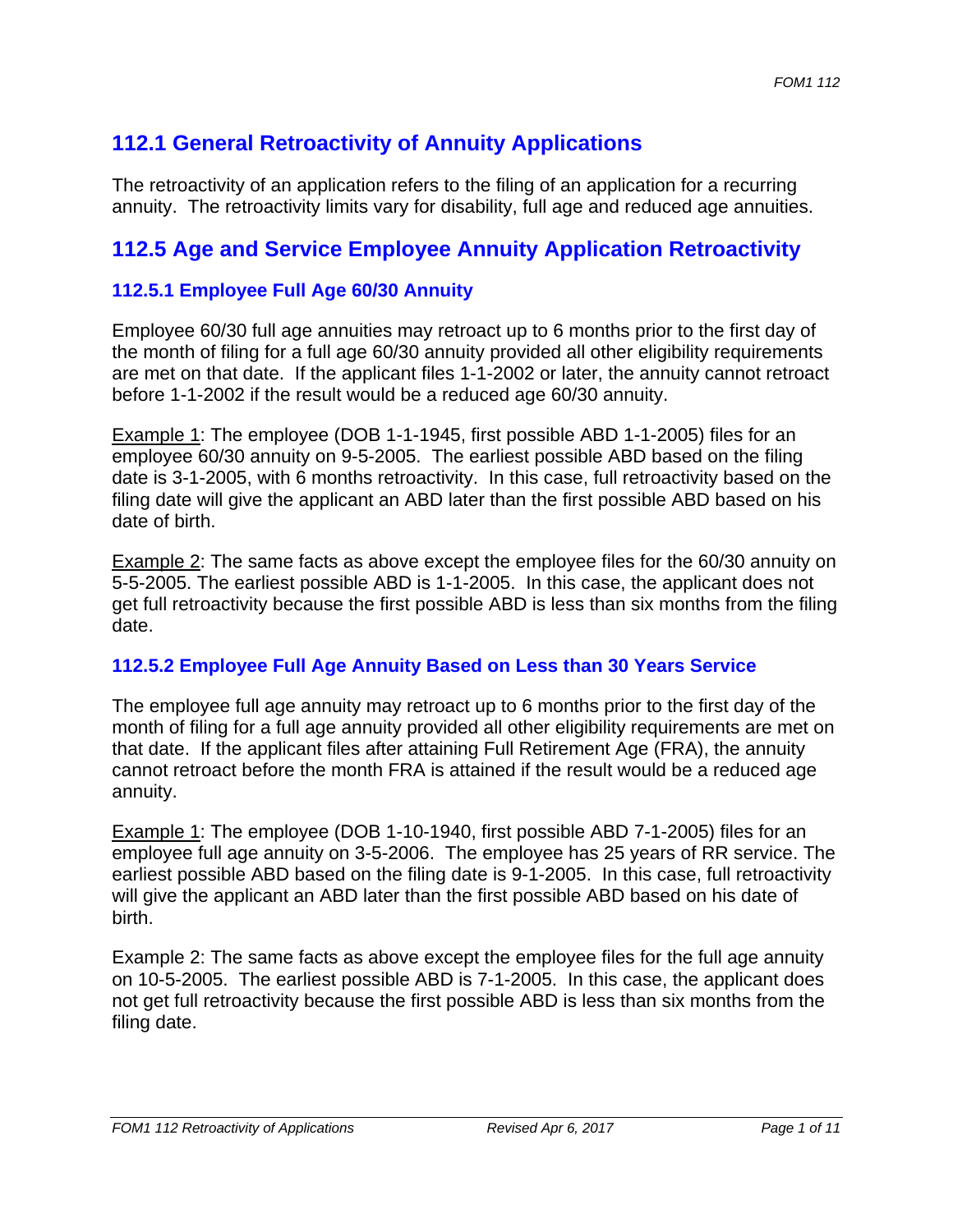## 112.1 General Retroactivity of Annuity Applications

The retroactivity of an application refers to the filing of an application for a recurring annuity. The retroactivity limits vary for disability, full age and reduced age annuities.

## 112.5 Age and Service Employee Annuity Application Retroactivity

### 112.5.1 Employee Full Age 60/30 Annuity

Employee 60/30 full age annuities may retroact up to 6 months prior to the first day of the month of filing for a full age 60/30 annuity provided all other eligibility requirements are met on that date. If the applicant files 1-1-2002 or later, the annuity cannot retroact before 1-1-2002 if the result would be a reduced age 60/30 annuity.

Example 1: The employee (DOB 1-1-1945, first possible ABD 1-1-2005) files for an employee 60/30 annuity on 9-5-2005. The earliest possible ABD based on the filing date is 3-1-2005, with 6 months retroactivity. In this case, full retroactivity based on the filing date will give the applicant an ABD later than the first possible ABD based on his date of birth.

Example 2: The same facts as above except the employee files for the 60/30 annuity on 5-5-2005. The earliest possible ABD is 1-1-2005. In this case, the applicant does not get full retroactivity because the first possible ABD is less than six months from the filing date.

### 112.5.2 Employee Full Age Annuity Based on Less than 30 Years Service

The employee full age annuity may retroact up to 6 months prior to the first day of the month of filing for a full age annuity provided all other eligibility requirements are met on that date. If the applicant files after attaining Full Retirement Age (FRA), the annuity cannot retroact before the month FRA is attained if the result would be a reduced age annuity.

Example 1: The employee (DOB 1-10-1940, first possible ABD 7-1-2005) files for an employee full age annuity on 3-5-2006. The employee has 25 years of RR service. The earliest possible ABD based on the filing date is 9-1-2005. In this case, full retroactivity will give the applicant an ABD later than the first possible ABD based on his date of birth.

Example 2: The same facts as above except the employee files for the full age annuity on 10-5-2005. The earliest possible ABD is 7-1-2005. In this case, the applicant does not get full retroactivity because the first possible ABD is less than six months from the filing date.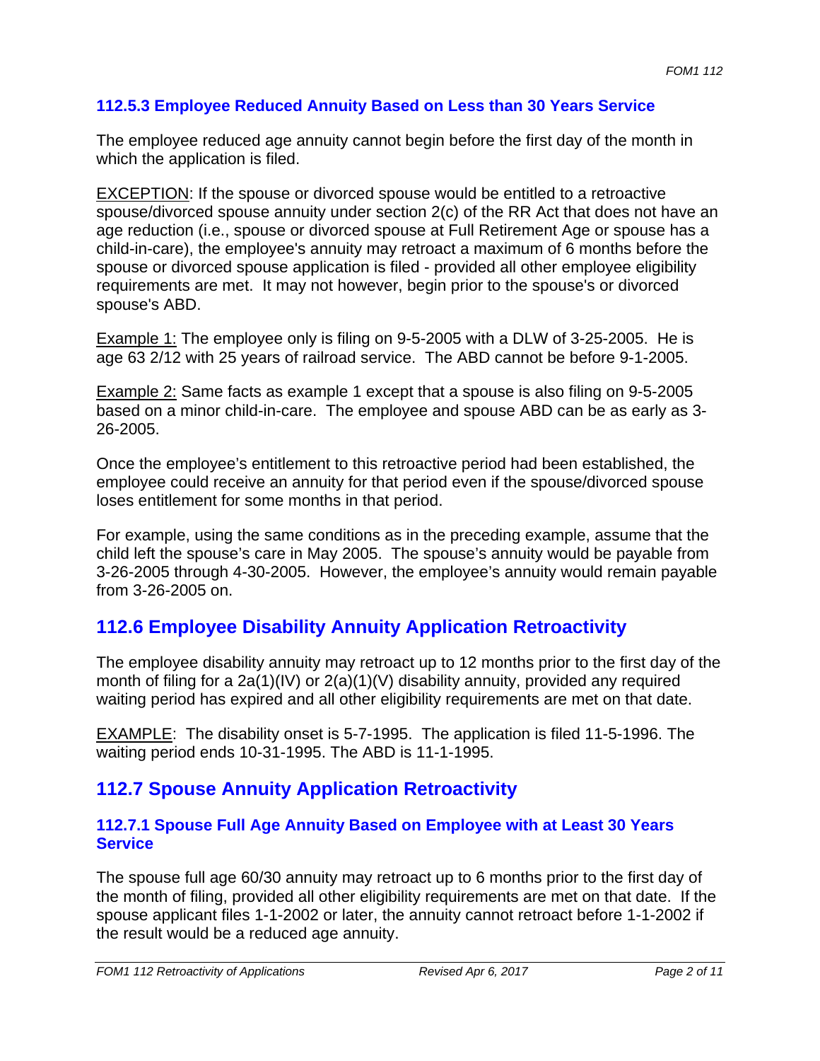### 112.5.3 Employee Reduced Annuity Based on Less than 30 Years Service

The employee reduced age annuity cannot begin before the first day of the month in which the application is filed.

EXCEPTION: If the spouse or divorced spouse would be entitled to a retroactive spouse/divorced spouse annuity under section 2(c) of the RR Act that does not have an age reduction (i.e., spouse or divorced spouse at Full Retirement Age or spouse has a child-in-care), the employee's annuity may retroact a maximum of 6 months before the spouse or divorced spouse application is filed - provided all other employee eligibility requirements are met. It may not however, begin prior to the spouse's or divorced spouse's ABD.

Example 1: The employee only is filing on 9-5-2005 with a DLW of 3-25-2005. He is age 63 2/12 with 25 years of railroad service. The ABD cannot be before 9-1-2005.

Example 2: Same facts as example 1 except that a spouse is also filing on 9-5-2005 based on a minor child-in-care. The employee and spouse ABD can be as early as 3-26-2005.

Once the employee's entitlement to this retroactive period had been established, the employee could receive an annuity for that period even if the spouse/divorced spouse loses entitlement for some months in that period.

For example, using the same conditions as in the preceding example, assume that the child left the spouse's care in May 2005. The spouse's annuity would be payable from 3-26-2005 through 4-30-2005. However, the employee's annuity would remain payable from 3-26-2005 on.

## 112.6 Employee Disability Annuity Application Retroactivity

The employee disability annuity may retroact up to 12 months prior to the first day of the month of filing for a 2a(1)(IV) or 2(a)(1)(V) disability annuity, provided any required waiting period has expired and all other eligibility requirements are met on that date.

EXAMPLE: The disability onset is 5-7-1995. The application is filed 11-5-1996. The waiting period ends 10-31-1995. The ABD is 11-1-1995.

## 112.7 Spouse Annuity Application Retroactivity

### 112.7.1 Spouse Full Age Annuity Based on Employee with at Least 30 Years Service

The spouse full age 60/30 annuity may retroact up to 6 months prior to the first day of the month of filing, provided all other eligibility requirements are met on that date. If the spouse applicant files 1-1-2002 or later, the annuity cannot retroact before 1-1-2002 if the result would be a reduced age annuity.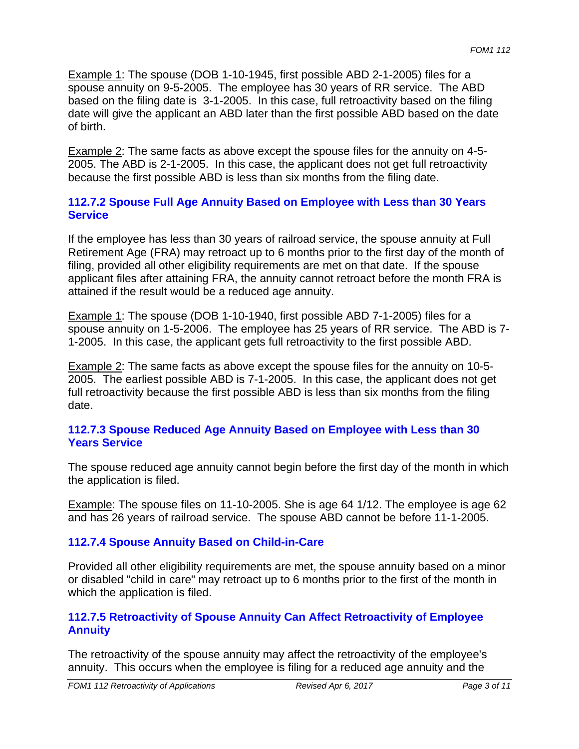Example 1: The spouse (DOB 1-10-1945, first possible ABD 2-1-2005) files for a spouse annuity on 9-5-2005. The employee has 30 years of RR service. The ABD based on the filing date is 3-1-2005. In this case, full retroactivity based on the filing date will give the applicant an ABD later than the first possible ABD based on the date of birth.

Example 2: The same facts as above except the spouse files for the annuity on 4-5-2005. The ABD is 2-1-2005. In this case, the applicant does not get full retroactivity because the first possible ABD is less than six months from the filing date.

### 112.7.2 Spouse Full Age Annuity Based on Employee with Less than 30 Years Service

If the employee has less than 30 years of railroad service, the spouse annuity at Full Retirement Age (FRA) may retroact up to 6 months prior to the first day of the month of filing, provided all other eligibility requirements are met on that date. If the spouse applicant files after attaining FRA, the annuity cannot retroact before the month FRA is attained if the result would be a reduced age annuity.

Example 1: The spouse (DOB 1-10-1940, first possible ABD 7-1-2005) files for a spouse annuity on 1-5-2006. The employee has 25 years of RR service. The ABD is 7-1-2005. In this case, the applicant gets full retroactivity to the first possible ABD.

Example 2: The same facts as above except the spouse files for the annuity on 10-5-2005. The earliest possible ABD is 7-1-2005. In this case, the applicant does not get full retroactivity because the first possible ABD is less than six months from the filing date.

### 112.7.3 Spouse Reduced Age Annuity Based on Employee with Less than 30 Years Service

The spouse reduced age annuity cannot begin before the first day of the month in which the application is filed.

Example: The spouse files on 11-10-2005. She is age 64 1/12. The employee is age 62 and has 26 years of railroad service. The spouse ABD cannot be before 11-1-2005.

### 112.7.4 Spouse Annuity Based on Child-in-Care

Provided all other eligibility requirements are met, the spouse annuity based on a minor or disabled "child in care" may retroact up to 6 months prior to the first of the month in which the application is filed.

### 112.7.5 Retroactivity of Spouse Annuity Can Affect Retroactivity of Employee Annuity

The retroactivity of the spouse annuity may affect the retroactivity of the employee's annuity. This occurs when the employee is filing for a reduced age annuity and the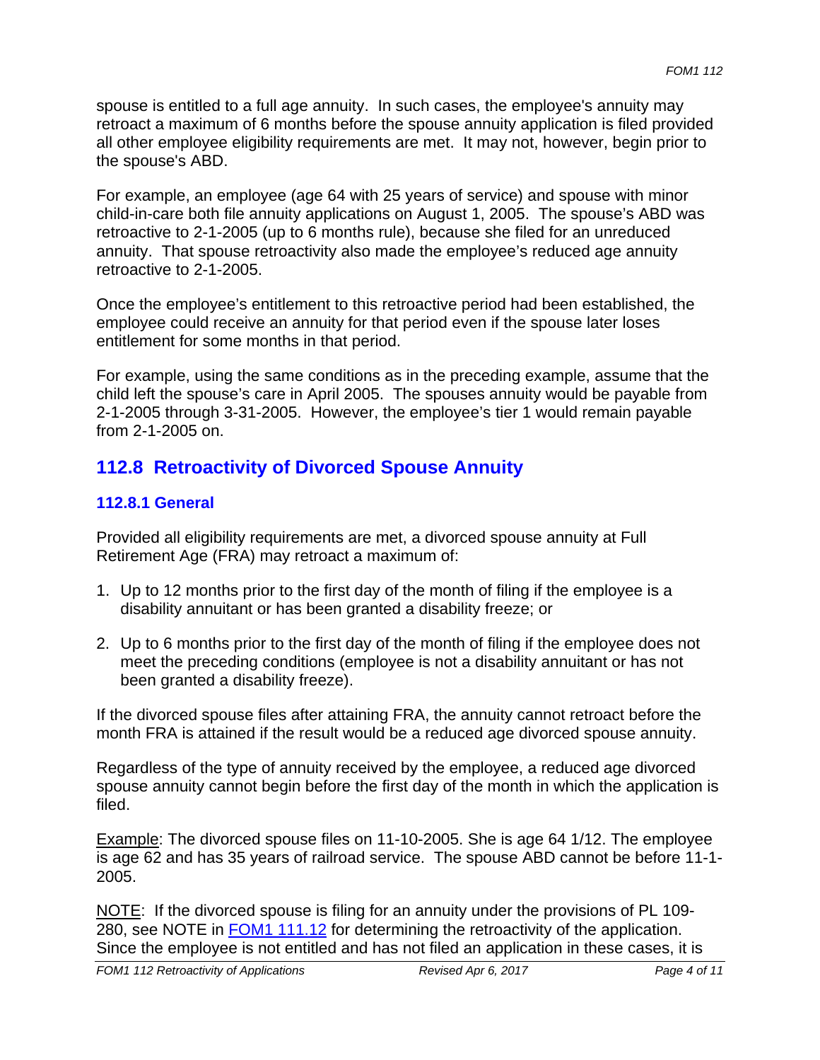spouse is entitled to a full age annuity. In such cases, the employee's annuity may retroact a maximum of 6 months before the spouse annuity application is filed provided all other employee eligibility requirements are met. It may not, however, begin prior to the spouse's ABD.

For example, an employee (age 64 with 25 years of service) and spouse with minor child-in-care both file annuity applications on August 1, 2005. The spouse's ABD was retroactive to 2-1-2005 (up to 6 months rule), because she filed for an unreduced annuity. That spouse retroactivity also made the employee's reduced age annuity retroactive to 2-1-2005.

Once the employee's entitlement to this retroactive period had been established, the employee could receive an annuity for that period even if the spouse later loses entitlement for some months in that period.

For example, using the same conditions as in the preceding example, assume that the child left the spouse's care in April 2005. The spouses annuity would be payable from 2-1-2005 through 3-31-2005. However, the employee's tier 1 would remain payable from 2-1-2005 on.

## 112.8 Retroactivity of Divorced Spouse Annuity

### 112.8.1 General

Provided all eligibility requirements are met, a divorced spouse annuity at Full Retirement Age (FRA) may retroact a maximum of:

1. Up to 12 months prior to the first day of the month of filing if the employee is a disability annuitant or has been granted a disability freeze; or
2. Up to 6 months prior to the first day of the month of filing if the employee does not meet the preceding conditions (employee is not a disability annuitant or has not been granted a disability freeze).

If the divorced spouse files after attaining FRA, the annuity cannot retroact before the month FRA is attained if the result would be a reduced age divorced spouse annuity.

Regardless of the type of annuity received by the employee, a reduced age divorced spouse annuity cannot begin before the first day of the month in which the application is filed.

Example: The divorced spouse files on 11-10-2005. She is age 64 1/12. The employee is age 62 and has 35 years of railroad service. The spouse ABD cannot be before 11-1-2005.

NOTE: If the divorced spouse is filing for an annuity under the provisions of PL 109-280, see NOTE in [FOM1 111.12](FOM1 111.12) for determining the retroactivity of the application. Since the employee is not entitled and has not filed an application in these cases, it is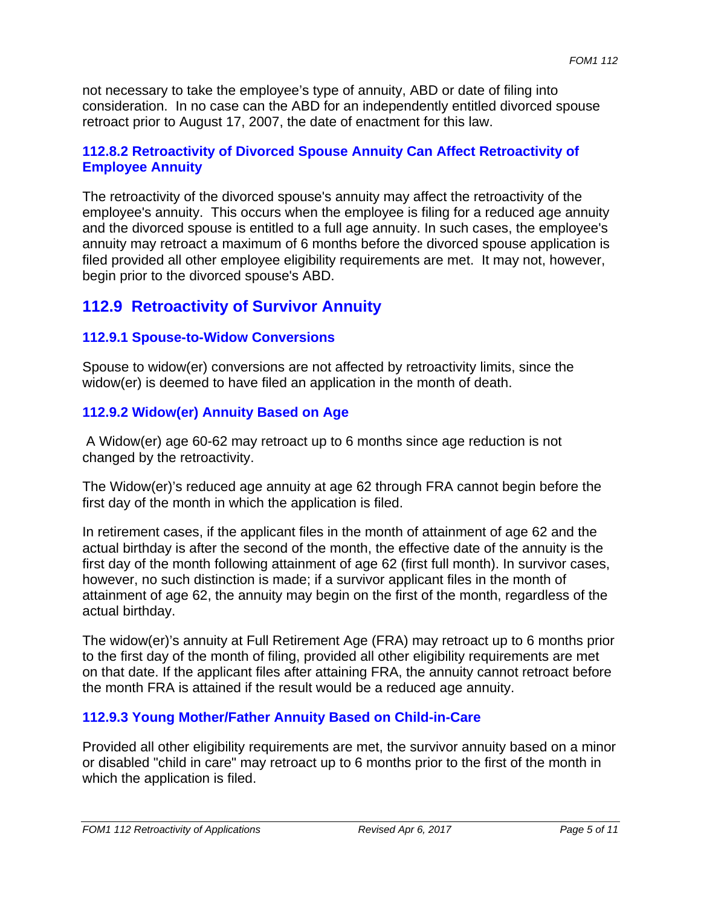not necessary to take the employee's type of annuity, ABD or date of filing into consideration. In no case can the ABD for an independently entitled divorced spouse retroact prior to August 17, 2007, the date of enactment for this law.

### 112.8.2 Retroactivity of Divorced Spouse Annuity Can Affect Retroactivity of Employee Annuity

The retroactivity of the divorced spouse's annuity may affect the retroactivity of the employee's annuity. This occurs when the employee is filing for a reduced age annuity and the divorced spouse is entitled to a full age annuity. In such cases, the employee's annuity may retroact a maximum of 6 months before the divorced spouse application is filed provided all other employee eligibility requirements are met. It may not, however, begin prior to the divorced spouse's ABD.

## 112.9 Retroactivity of Survivor Annuity

### 112.9.1 Spouse-to-Widow Conversions

Spouse to widow(er) conversions are not affected by retroactivity limits, since the widow(er) is deemed to have filed an application in the month of death.

### 112.9.2 Widow(er) Annuity Based on Age

A Widow(er) age 60-62 may retroact up to 6 months since age reduction is not changed by the retroactivity.

The Widow(er)'s reduced age annuity at age 62 through FRA cannot begin before the first day of the month in which the application is filed.

In retirement cases, if the applicant files in the month of attainment of age 62 and the actual birthday is after the second of the month, the effective date of the annuity is the first day of the month following attainment of age 62 (first full month). In survivor cases, however, no such distinction is made; if a survivor applicant files in the month of attainment of age 62, the annuity may begin on the first of the month, regardless of the actual birthday.

The widow(er)'s annuity at Full Retirement Age (FRA) may retroact up to 6 months prior to the first day of the month of filing, provided all other eligibility requirements are met on that date. If the applicant files after attaining FRA, the annuity cannot retroact before the month FRA is attained if the result would be a reduced age annuity.

### 112.9.3 Young Mother/Father Annuity Based on Child-in-Care

Provided all other eligibility requirements are met, the survivor annuity based on a minor or disabled "child in care" may retroact up to 6 months prior to the first of the month in which the application is filed.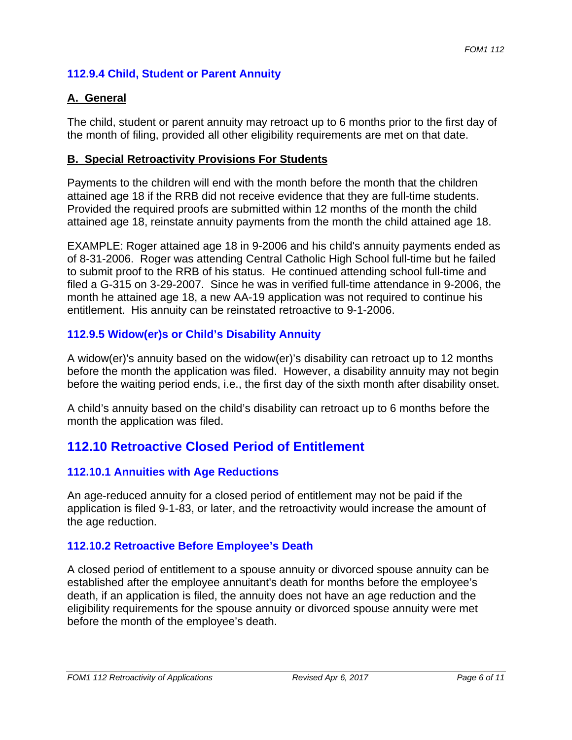### 112.9.4 Child, Student or Parent Annuity

#### A. General

The child, student or parent annuity may retroact up to 6 months prior to the first day of the month of filing, provided all other eligibility requirements are met on that date.

#### B. Special Retroactivity Provisions For Students

Payments to the children will end with the month before the month that the children attained age 18 if the RRB did not receive evidence that they are full-time students. Provided the required proofs are submitted within 12 months of the month the child attained age 18, reinstate annuity payments from the month the child attained age 18.

EXAMPLE: Roger attained age 18 in 9-2006 and his child's annuity payments ended as of 8-31-2006. Roger was attending Central Catholic High School full-time but he failed to submit proof to the RRB of his status. He continued attending school full-time and filed a G-315 on 3-29-2007. Since he was in verified full-time attendance in 9-2006, the month he attained age 18, a new AA-19 application was not required to continue his entitlement. His annuity can be reinstated retroactive to 9-1-2006.

### 112.9.5 Widow(er)s or Child's Disability Annuity

A widow(er)'s annuity based on the widow(er)'s disability can retroact up to 12 months before the month the application was filed. However, a disability annuity may not begin before the waiting period ends, i.e., the first day of the sixth month after disability onset.

A child's annuity based on the child's disability can retroact up to 6 months before the month the application was filed.

## 112.10 Retroactive Closed Period of Entitlement

### 112.10.1 Annuities with Age Reductions

An age-reduced annuity for a closed period of entitlement may not be paid if the application is filed 9-1-83, or later, and the retroactivity would increase the amount of the age reduction.

### 112.10.2 Retroactive Before Employee's Death

A closed period of entitlement to a spouse annuity or divorced spouse annuity can be established after the employee annuitant's death for months before the employee's death, if an application is filed, the annuity does not have an age reduction and the eligibility requirements for the spouse annuity or divorced spouse annuity were met before the month of the employee's death.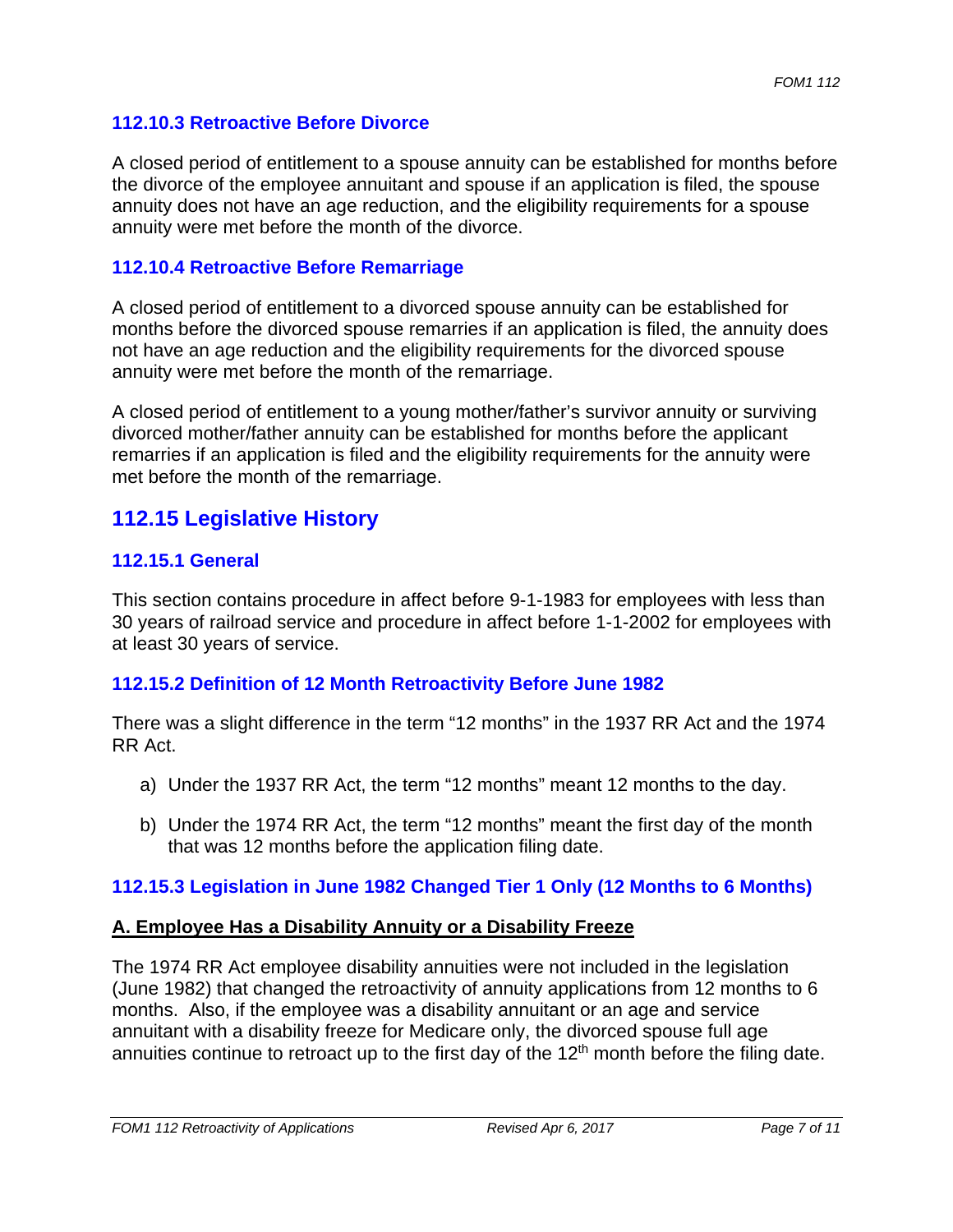### 112.10.3 Retroactive Before Divorce

A closed period of entitlement to a spouse annuity can be established for months before the divorce of the employee annuitant and spouse if an application is filed, the spouse annuity does not have an age reduction, and the eligibility requirements for a spouse annuity were met before the month of the divorce.

### 112.10.4 Retroactive Before Remarriage

A closed period of entitlement to a divorced spouse annuity can be established for months before the divorced spouse remarries if an application is filed, the annuity does not have an age reduction and the eligibility requirements for the divorced spouse annuity were met before the month of the remarriage.

A closed period of entitlement to a young mother/father's survivor annuity or surviving divorced mother/father annuity can be established for months before the applicant remarries if an application is filed and the eligibility requirements for the annuity were met before the month of the remarriage.

## 112.15 Legislative History

### 112.15.1 General

This section contains procedure in affect before 9-1-1983 for employees with less than 30 years of railroad service and procedure in affect before 1-1-2002 for employees with at least 30 years of service.

### 112.15.2 Definition of 12 Month Retroactivity Before June 1982

There was a slight difference in the term "12 months" in the 1937 RR Act and the 1974 RR Act.

a) Under the 1937 RR Act, the term "12 months" meant 12 months to the day.

b) Under the 1974 RR Act, the term "12 months" meant the first day of the month that was 12 months before the application filing date.

### 112.15.3 Legislation in June 1982 Changed Tier 1 Only (12 Months to 6 Months)

**A. Employee Has a Disability Annuity or a Disability Freeze**

The 1974 RR Act employee disability annuities were not included in the legislation (June 1982) that changed the retroactivity of annuity applications from 12 months to 6 months. Also, if the employee was a disability annuitant or an age and service annuitant with a disability freeze for Medicare only, the divorced spouse full age annuities continue to retroact up to the first day of the 12th month before the filing date.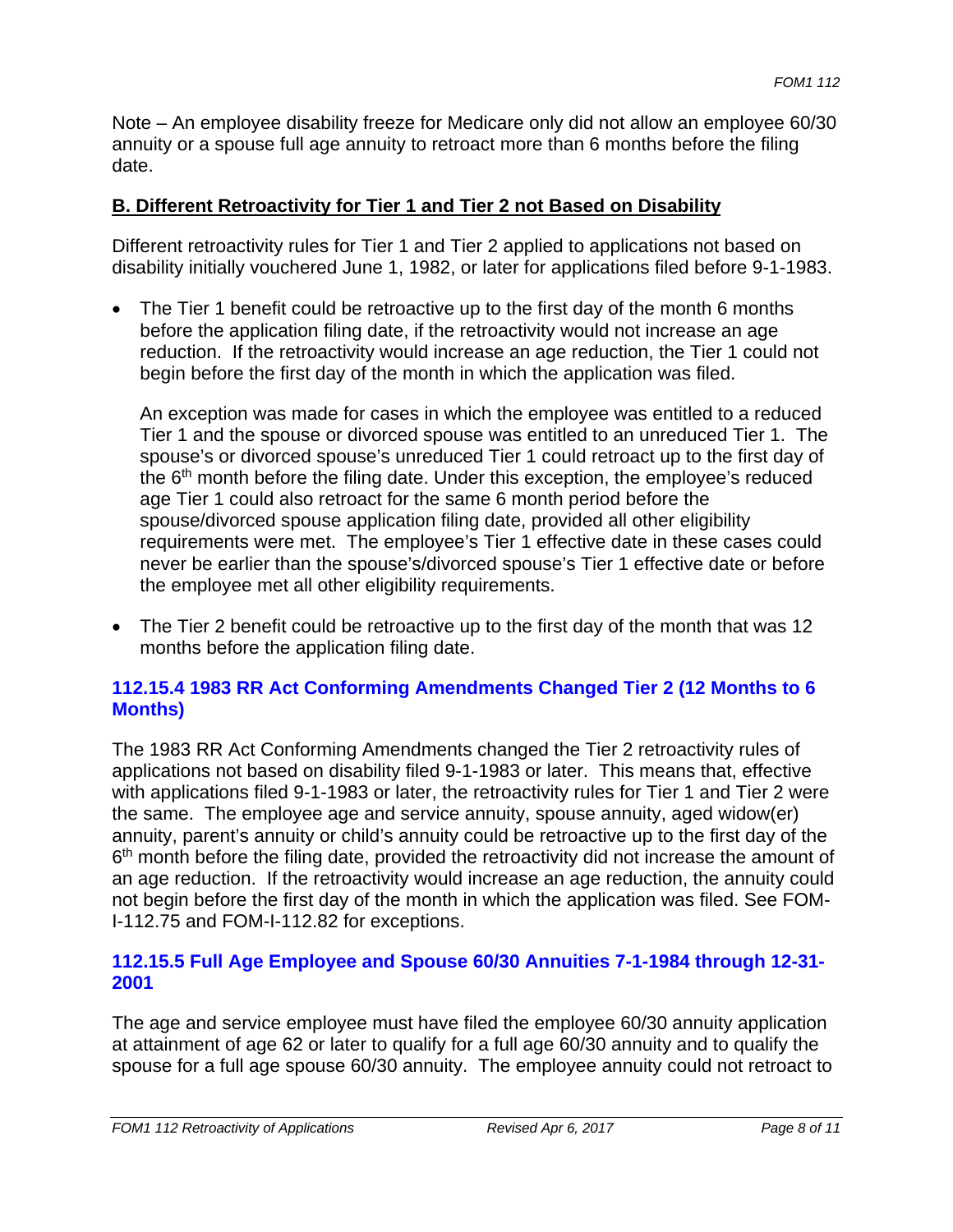Note – An employee disability freeze for Medicare only did not allow an employee 60/30 annuity or a spouse full age annuity to retroact more than 6 months before the filing date.

**B. Different Retroactivity for Tier 1 and Tier 2 not Based on Disability**

Different retroactivity rules for Tier 1 and Tier 2 applied to applications not based on disability initially vouchered June 1, 1982, or later for applications filed before 9-1-1983.

- The Tier 1 benefit could be retroactive up to the first day of the month 6 months before the application filing date, if the retroactivity would not increase an age reduction. If the retroactivity would increase an age reduction, the Tier 1 could not begin before the first day of the month in which the application was filed.

  An exception was made for cases in which the employee was entitled to a reduced Tier 1 and the spouse or divorced spouse was entitled to an unreduced Tier 1. The spouse's or divorced spouse's unreduced Tier 1 could retroact up to the first day of the 6th month before the filing date. Under this exception, the employee's reduced age Tier 1 could also retroact for the same 6 month period before the spouse/divorced spouse application filing date, provided all other eligibility requirements were met. The employee's Tier 1 effective date in these cases could never be earlier than the spouse's/divorced spouse's Tier 1 effective date or before the employee met all other eligibility requirements.

- The Tier 2 benefit could be retroactive up to the first day of the month that was 12 months before the application filing date.

### 112.15.4 1983 RR Act Conforming Amendments Changed Tier 2 (12 Months to 6 Months)

The 1983 RR Act Conforming Amendments changed the Tier 2 retroactivity rules of applications not based on disability filed 9-1-1983 or later. This means that, effective with applications filed 9-1-1983 or later, the retroactivity rules for Tier 1 and Tier 2 were the same. The employee age and service annuity, spouse annuity, aged widow(er) annuity, parent's annuity or child's annuity could be retroactive up to the first day of the 6th month before the filing date, provided the retroactivity did not increase the amount of an age reduction. If the retroactivity would increase an age reduction, the annuity could not begin before the first day of the month in which the application was filed. See FOM-I-112.75 and FOM-I-112.82 for exceptions.

### 112.15.5 Full Age Employee and Spouse 60/30 Annuities 7-1-1984 through 12-31-2001

The age and service employee must have filed the employee 60/30 annuity application at attainment of age 62 or later to qualify for a full age 60/30 annuity and to qualify the spouse for a full age spouse 60/30 annuity. The employee annuity could not retroact to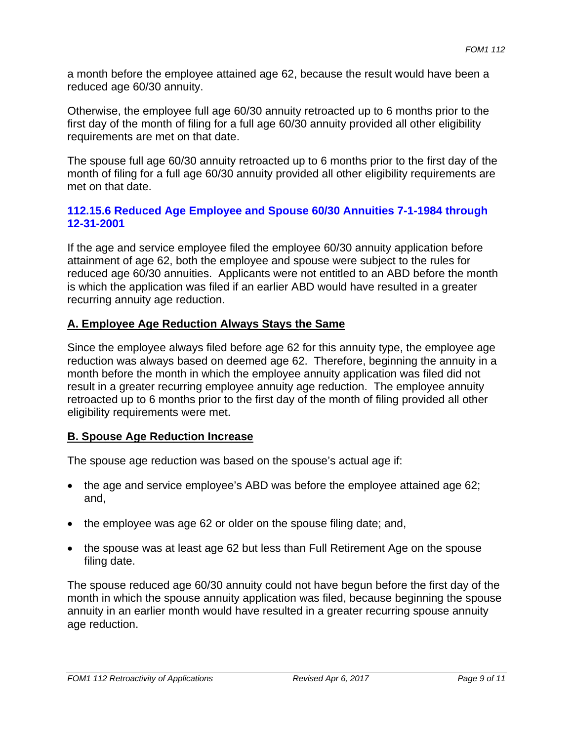a month before the employee attained age 62, because the result would have been a reduced age 60/30 annuity.

Otherwise, the employee full age 60/30 annuity retroacted up to 6 months prior to the first day of the month of filing for a full age 60/30 annuity provided all other eligibility requirements are met on that date.

The spouse full age 60/30 annuity retroacted up to 6 months prior to the first day of the month of filing for a full age 60/30 annuity provided all other eligibility requirements are met on that date.

### 112.15.6 Reduced Age Employee and Spouse 60/30 Annuities 7-1-1984 through 12-31-2001

If the age and service employee filed the employee 60/30 annuity application before attainment of age 62, both the employee and spouse were subject to the rules for reduced age 60/30 annuities. Applicants were not entitled to an ABD before the month is which the application was filed if an earlier ABD would have resulted in a greater recurring annuity age reduction.

#### A. Employee Age Reduction Always Stays the Same

Since the employee always filed before age 62 for this annuity type, the employee age reduction was always based on deemed age 62. Therefore, beginning the annuity in a month before the month in which the employee annuity application was filed did not result in a greater recurring employee annuity age reduction. The employee annuity retroacted up to 6 months prior to the first day of the month of filing provided all other eligibility requirements were met.

#### B. Spouse Age Reduction Increase

The spouse age reduction was based on the spouse's actual age if:

- the age and service employee's ABD was before the employee attained age 62; and,
- the employee was age 62 or older on the spouse filing date; and,
- the spouse was at least age 62 but less than Full Retirement Age on the spouse filing date.

The spouse reduced age 60/30 annuity could not have begun before the first day of the month in which the spouse annuity application was filed, because beginning the spouse annuity in an earlier month would have resulted in a greater recurring spouse annuity age reduction.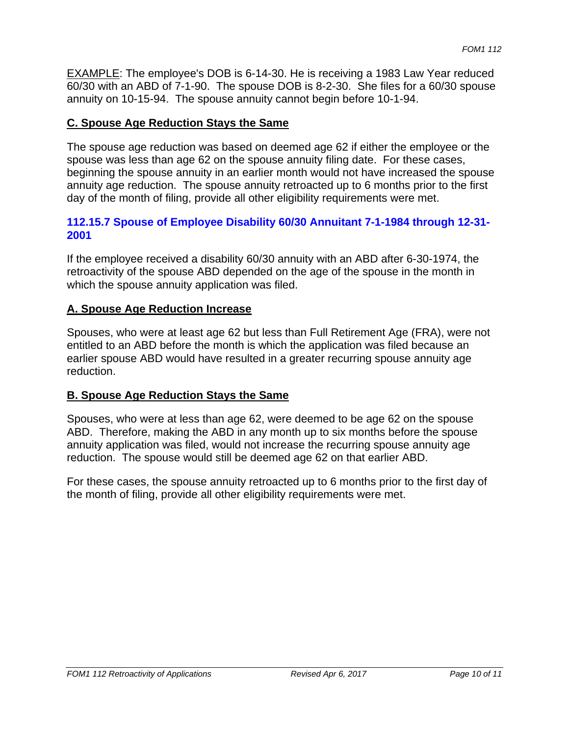EXAMPLE: The employee's DOB is 6-14-30. He is receiving a 1983 Law Year reduced 60/30 with an ABD of 7-1-90. The spouse DOB is 8-2-30. She files for a 60/30 spouse annuity on 10-15-94. The spouse annuity cannot begin before 10-1-94.

### C. Spouse Age Reduction Stays the Same

The spouse age reduction was based on deemed age 62 if either the employee or the spouse was less than age 62 on the spouse annuity filing date. For these cases, beginning the spouse annuity in an earlier month would not have increased the spouse annuity age reduction. The spouse annuity retroacted up to 6 months prior to the first day of the month of filing, provide all other eligibility requirements were met.

## 112.15.7 Spouse of Employee Disability 60/30 Annuitant 7-1-1984 through 12-31-2001

If the employee received a disability 60/30 annuity with an ABD after 6-30-1974, the retroactivity of the spouse ABD depended on the age of the spouse in the month in which the spouse annuity application was filed.

### A. Spouse Age Reduction Increase

Spouses, who were at least age 62 but less than Full Retirement Age (FRA), were not entitled to an ABD before the month is which the application was filed because an earlier spouse ABD would have resulted in a greater recurring spouse annuity age reduction.

### B. Spouse Age Reduction Stays the Same

Spouses, who were at less than age 62, were deemed to be age 62 on the spouse ABD. Therefore, making the ABD in any month up to six months before the spouse annuity application was filed, would not increase the recurring spouse annuity age reduction. The spouse would still be deemed age 62 on that earlier ABD.

For these cases, the spouse annuity retroacted up to 6 months prior to the first day of the month of filing, provide all other eligibility requirements were met.